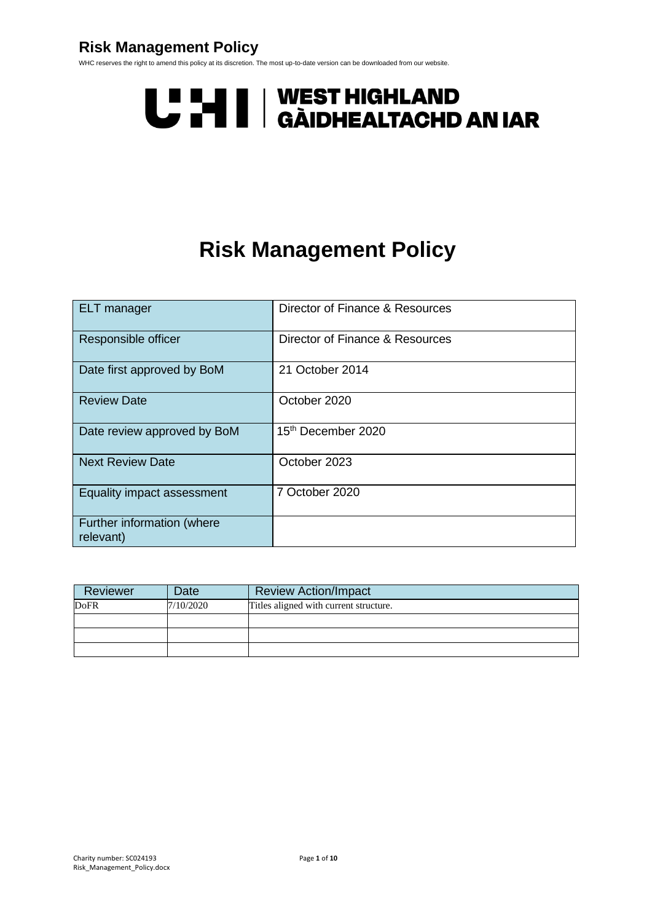# Risk Management Policy

WHC reserves the right to amend this policy at its discretion. The most up-to-date version can be downloaded from our website.

UHI | WEST HIGHLAND
GÀIDHEALTACHD AN IAR

# Risk Management Policy

| ELT manager | Director of Finance & Resources |
|---|---|
| Responsible officer | Director of Finance & Resources |
| Date first approved by BoM | 21 October 2014 |
| Review Date | October 2020 |
| Date review approved by BoM | 15th December 2020 |
| Next Review Date | October 2023 |
| Equality impact assessment | 7 October 2020 |
| Further information (where relevant) | |

| Reviewer | Date | Review Action/Impact |
|---|---|---|
| DoFR | 7/10/2020 | Titles aligned with current structure. |
| | | |
| | | |
| | | |

Charity number: SC024193
Risk_Management_Policy.docx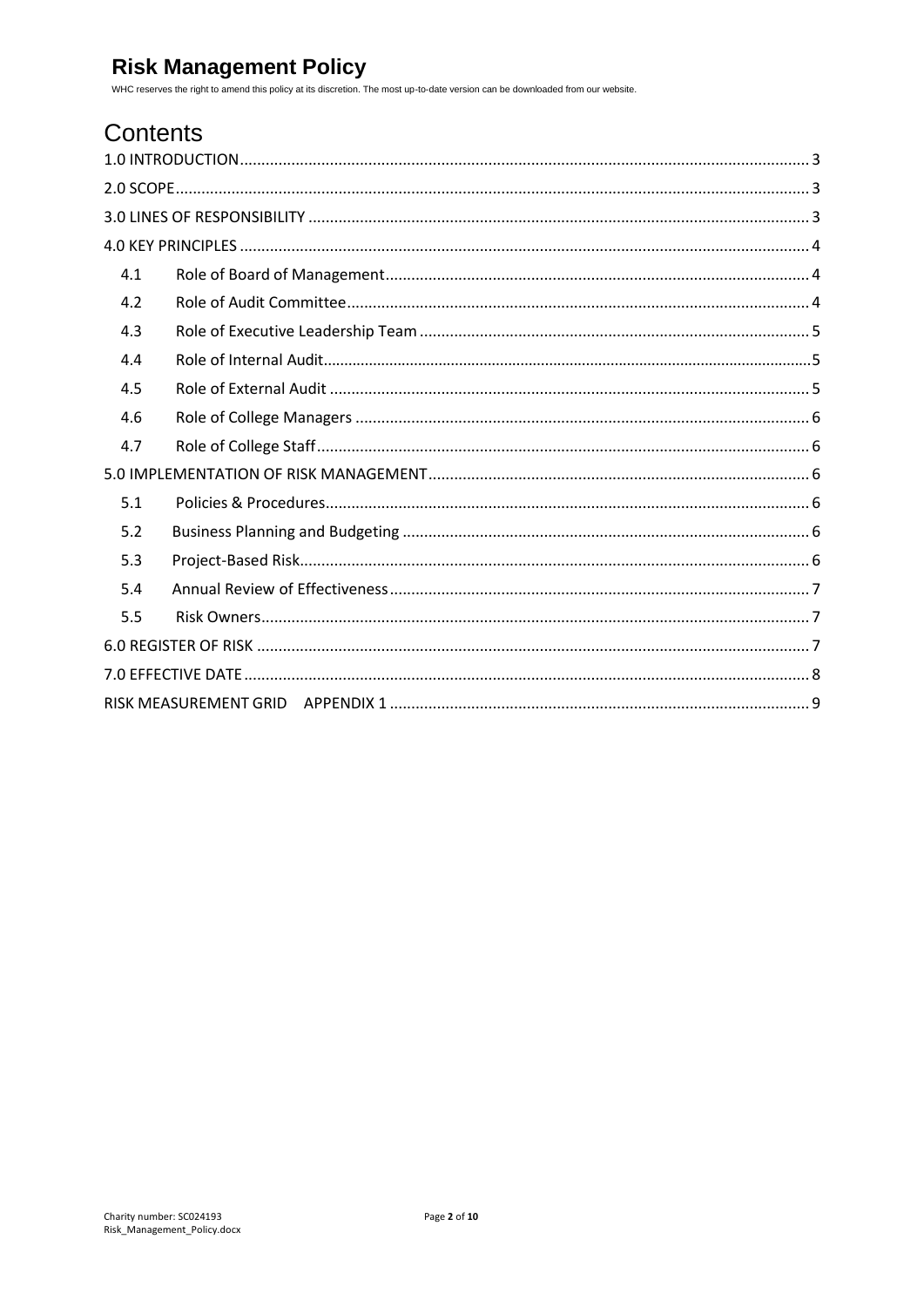# Risk Management Policy

WHC reserves the right to amend this policy at its discretion. The most up-to-date version can be downloaded from our website.

## Contents

1.0 INTRODUCTION .... 3
2.0 SCOPE .... 3
3.0 LINES OF RESPONSIBILITY .... 3
4.0 KEY PRINCIPLES .... 4
- 4.1 Role of Board of Management .... 4
- 4.2 Role of Audit Committee .... 4
- 4.3 Role of Executive Leadership Team .... 5
- 4.4 Role of Internal Audit .... 5
- 4.5 Role of External Audit .... 5
- 4.6 Role of College Managers .... 6
- 4.7 Role of College Staff .... 6

5.0 IMPLEMENTATION OF RISK MANAGEMENT .... 6
- 5.1 Policies & Procedures .... 6
- 5.2 Business Planning and Budgeting .... 6
- 5.3 Project-Based Risk .... 6
- 5.4 Annual Review of Effectiveness .... 7
- 5.5 Risk Owners .... 7

6.0 REGISTER OF RISK .... 7
7.0 EFFECTIVE DATE .... 8
RISK MEASUREMENT GRID APPENDIX 1 .... 9

Charity number: SC024193
Risk_Management_Policy.docx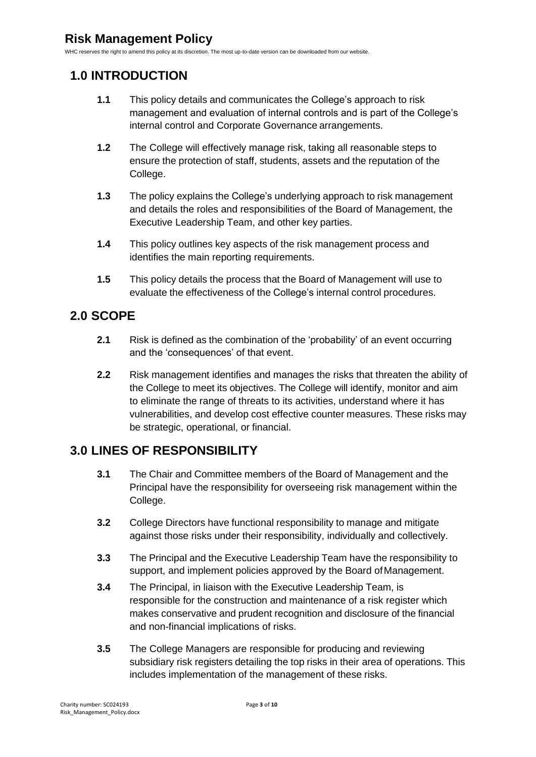## 1.0 INTRODUCTION

**1.1** This policy details and communicates the College's approach to risk management and evaluation of internal controls and is part of the College's internal control and Corporate Governance arrangements.

**1.2** The College will effectively manage risk, taking all reasonable steps to ensure the protection of staff, students, assets and the reputation of the College.

**1.3** The policy explains the College's underlying approach to risk management and details the roles and responsibilities of the Board of Management, the Executive Leadership Team, and other key parties.

**1.4** This policy outlines key aspects of the risk management process and identifies the main reporting requirements.

**1.5** This policy details the process that the Board of Management will use to evaluate the effectiveness of the College's internal control procedures.

## 2.0 SCOPE

**2.1** Risk is defined as the combination of the 'probability' of an event occurring and the 'consequences' of that event.

**2.2** Risk management identifies and manages the risks that threaten the ability of the College to meet its objectives. The College will identify, monitor and aim to eliminate the range of threats to its activities, understand where it has vulnerabilities, and develop cost effective counter measures. These risks may be strategic, operational, or financial.

## 3.0 LINES OF RESPONSIBILITY

**3.1** The Chair and Committee members of the Board of Management and the Principal have the responsibility for overseeing risk management within the College.

**3.2** College Directors have functional responsibility to manage and mitigate against those risks under their responsibility, individually and collectively.

**3.3** The Principal and the Executive Leadership Team have the responsibility to support, and implement policies approved by the Board of Management.

**3.4** The Principal, in liaison with the Executive Leadership Team, is responsible for the construction and maintenance of a risk register which makes conservative and prudent recognition and disclosure of the financial and non-financial implications of risks.

**3.5** The College Managers are responsible for producing and reviewing subsidiary risk registers detailing the top risks in their area of operations. This includes implementation of the management of these risks.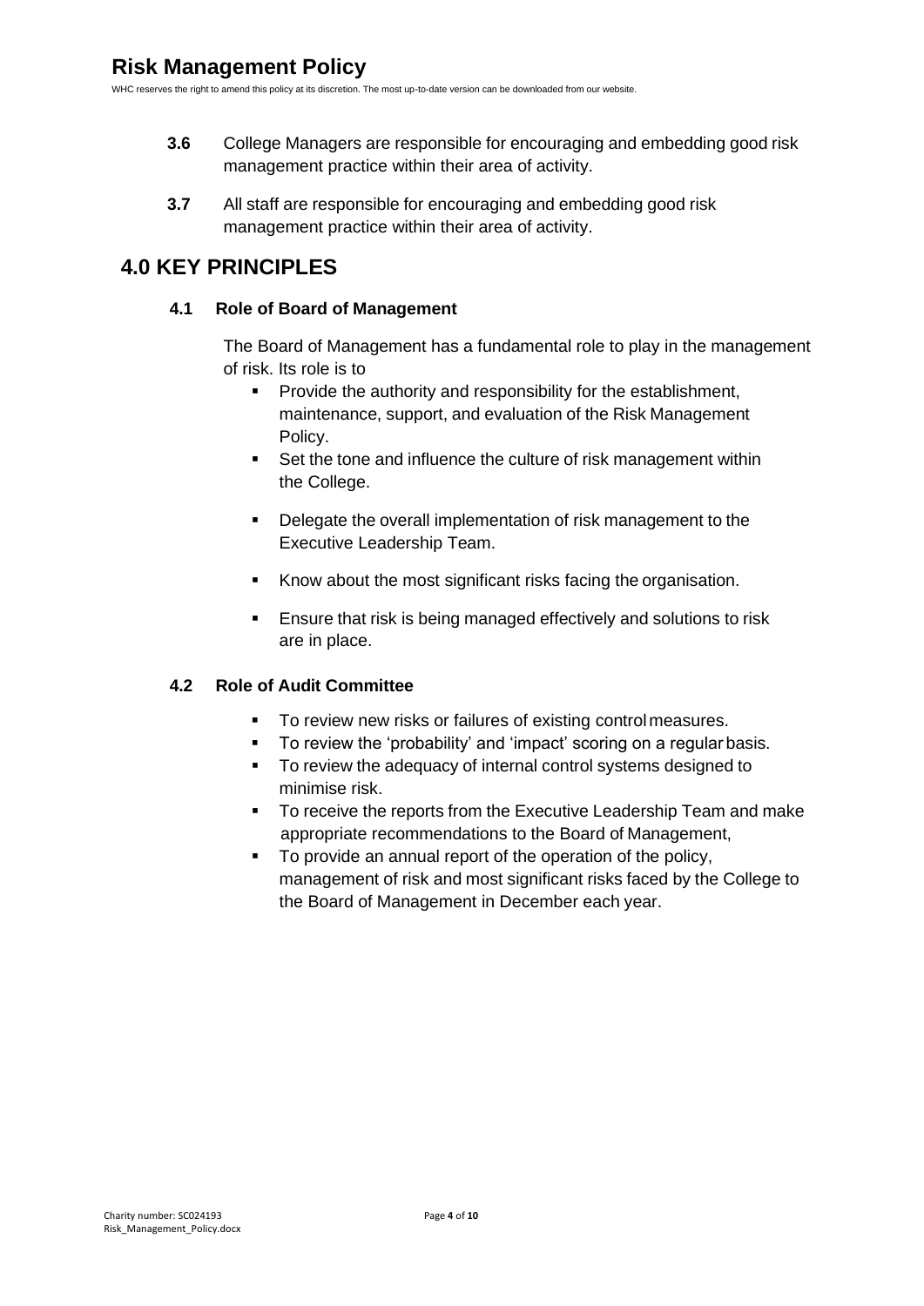**3.6** College Managers are responsible for encouraging and embedding good risk management practice within their area of activity.

**3.7** All staff are responsible for encouraging and embedding good risk management practice within their area of activity.

## 4.0 KEY PRINCIPLES

### 4.1 Role of Board of Management

The Board of Management has a fundamental role to play in the management of risk. Its role is to

- Provide the authority and responsibility for the establishment, maintenance, support, and evaluation of the Risk Management Policy.
- Set the tone and influence the culture of risk management within the College.
- Delegate the overall implementation of risk management to the Executive Leadership Team.
- Know about the most significant risks facing the organisation.
- Ensure that risk is being managed effectively and solutions to risk are in place.

### 4.2 Role of Audit Committee

- To review new risks or failures of existing control measures.
- To review the 'probability' and 'impact' scoring on a regular basis.
- To review the adequacy of internal control systems designed to minimise risk.
- To receive the reports from the Executive Leadership Team and make appropriate recommendations to the Board of Management,
- To provide an annual report of the operation of the policy, management of risk and most significant risks faced by the College to the Board of Management in December each year.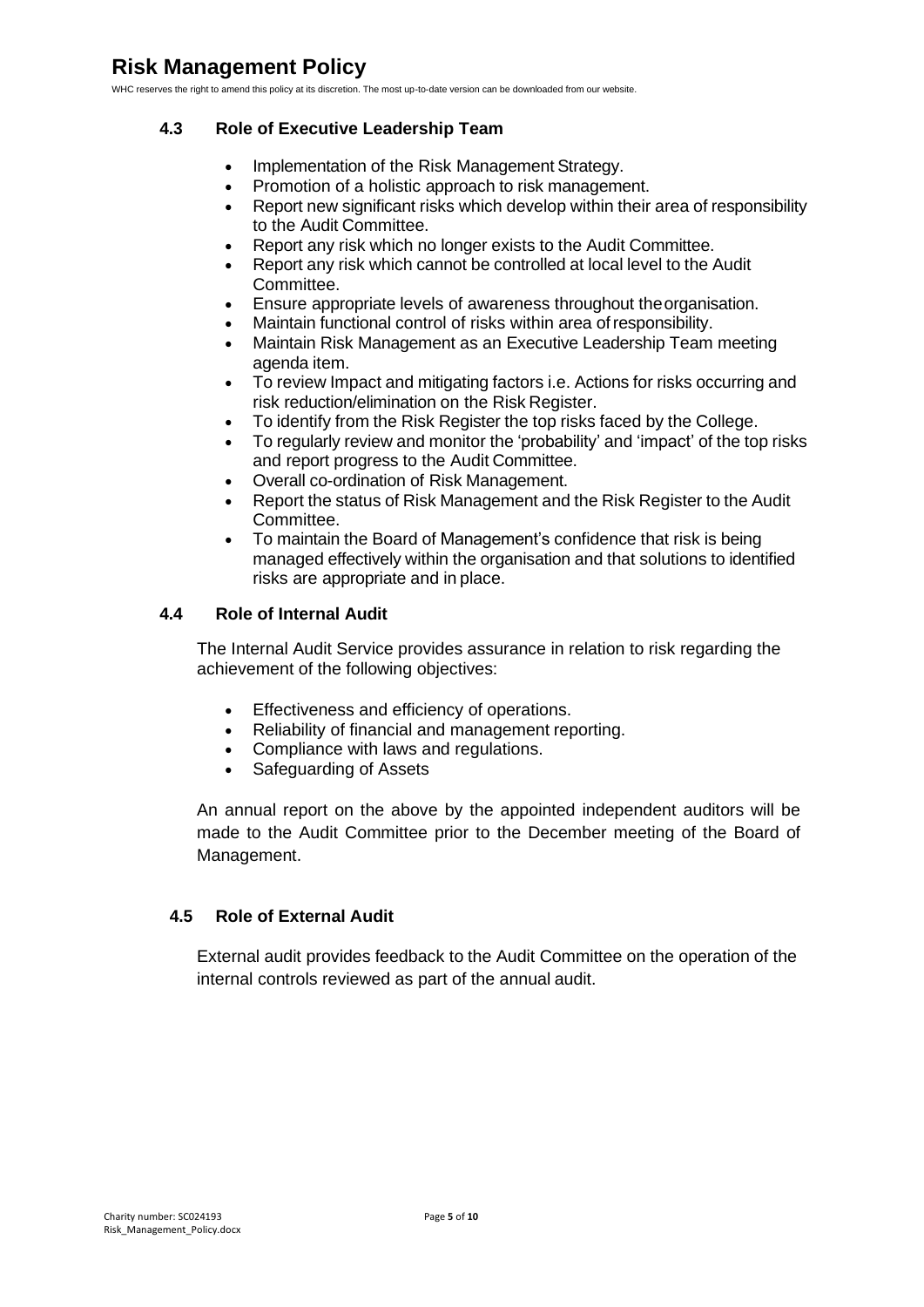### 4.3 Role of Executive Leadership Team

- Implementation of the Risk Management Strategy.
- Promotion of a holistic approach to risk management.
- Report new significant risks which develop within their area of responsibility to the Audit Committee.
- Report any risk which no longer exists to the Audit Committee.
- Report any risk which cannot be controlled at local level to the Audit Committee.
- Ensure appropriate levels of awareness throughout the organisation.
- Maintain functional control of risks within area of responsibility.
- Maintain Risk Management as an Executive Leadership Team meeting agenda item.
- To review Impact and mitigating factors i.e. Actions for risks occurring and risk reduction/elimination on the Risk Register.
- To identify from the Risk Register the top risks faced by the College.
- To regularly review and monitor the 'probability' and 'impact' of the top risks and report progress to the Audit Committee.
- Overall co-ordination of Risk Management.
- Report the status of Risk Management and the Risk Register to the Audit Committee.
- To maintain the Board of Management's confidence that risk is being managed effectively within the organisation and that solutions to identified risks are appropriate and in place.

### 4.4 Role of Internal Audit

The Internal Audit Service provides assurance in relation to risk regarding the achievement of the following objectives:

- Effectiveness and efficiency of operations.
- Reliability of financial and management reporting.
- Compliance with laws and regulations.
- Safeguarding of Assets

An annual report on the above by the appointed independent auditors will be made to the Audit Committee prior to the December meeting of the Board of Management.

### 4.5 Role of External Audit

External audit provides feedback to the Audit Committee on the operation of the internal controls reviewed as part of the annual audit.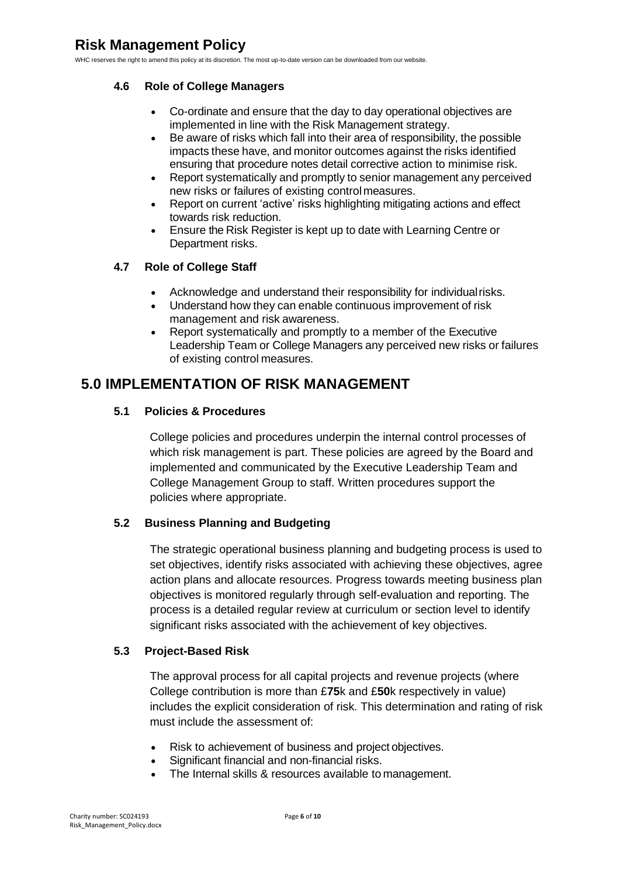### 4.6 Role of College Managers

- Co-ordinate and ensure that the day to day operational objectives are implemented in line with the Risk Management strategy.
- Be aware of risks which fall into their area of responsibility, the possible impacts these have, and monitor outcomes against the risks identified ensuring that procedure notes detail corrective action to minimise risk.
- Report systematically and promptly to senior management any perceived new risks or failures of existing control measures.
- Report on current 'active' risks highlighting mitigating actions and effect towards risk reduction.
- Ensure the Risk Register is kept up to date with Learning Centre or Department risks.

### 4.7 Role of College Staff

- Acknowledge and understand their responsibility for individual risks.
- Understand how they can enable continuous improvement of risk management and risk awareness.
- Report systematically and promptly to a member of the Executive Leadership Team or College Managers any perceived new risks or failures of existing control measures.

## 5.0 IMPLEMENTATION OF RISK MANAGEMENT

### 5.1 Policies & Procedures

College policies and procedures underpin the internal control processes of which risk management is part. These policies are agreed by the Board and implemented and communicated by the Executive Leadership Team and College Management Group to staff. Written procedures support the policies where appropriate.

### 5.2 Business Planning and Budgeting

The strategic operational business planning and budgeting process is used to set objectives, identify risks associated with achieving these objectives, agree action plans and allocate resources. Progress towards meeting business plan objectives is monitored regularly through self-evaluation and reporting. The process is a detailed regular review at curriculum or section level to identify significant risks associated with the achievement of key objectives.

### 5.3 Project-Based Risk

The approval process for all capital projects and revenue projects (where College contribution is more than £**75**k and £**50**k respectively in value) includes the explicit consideration of risk. This determination and rating of risk must include the assessment of:

- Risk to achievement of business and project objectives.
- Significant financial and non-financial risks.
- The Internal skills & resources available to management.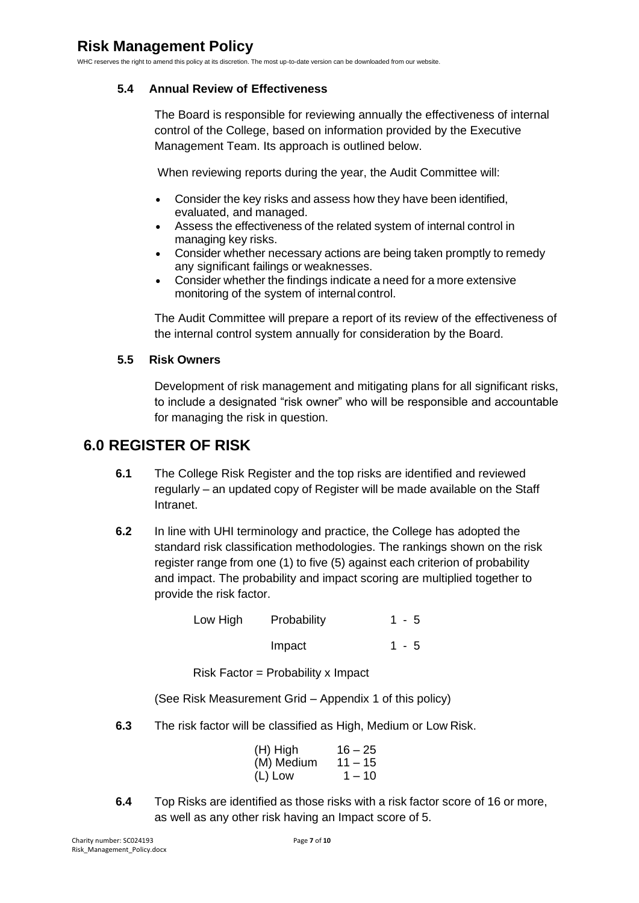### 5.4 Annual Review of Effectiveness

The Board is responsible for reviewing annually the effectiveness of internal control of the College, based on information provided by the Executive Management Team. Its approach is outlined below.

When reviewing reports during the year, the Audit Committee will:

- Consider the key risks and assess how they have been identified, evaluated, and managed.
- Assess the effectiveness of the related system of internal control in managing key risks.
- Consider whether necessary actions are being taken promptly to remedy any significant failings or weaknesses.
- Consider whether the findings indicate a need for a more extensive monitoring of the system of internal control.

The Audit Committee will prepare a report of its review of the effectiveness of the internal control system annually for consideration by the Board.

### 5.5 Risk Owners

Development of risk management and mitigating plans for all significant risks, to include a designated "risk owner" who will be responsible and accountable for managing the risk in question.

## 6.0 REGISTER OF RISK

**6.1** The College Risk Register and the top risks are identified and reviewed regularly – an updated copy of Register will be made available on the Staff Intranet.

**6.2** In line with UHI terminology and practice, the College has adopted the standard risk classification methodologies. The rankings shown on the risk register range from one (1) to five (5) against each criterion of probability and impact. The probability and impact scoring are multiplied together to provide the risk factor.

| Low High | Probability | 1 - 5 |
|---|---|---|
| | Impact | 1 - 5 |

Risk Factor = Probability x Impact

(See Risk Measurement Grid – Appendix 1 of this policy)

**6.3** The risk factor will be classified as High, Medium or Low Risk.

| | |
|---|---|
| (H) High | 16 – 25 |
| (M) Medium | 11 – 15 |
| (L) Low | 1 – 10 |

**6.4** Top Risks are identified as those risks with a risk factor score of 16 or more, as well as any other risk having an Impact score of 5.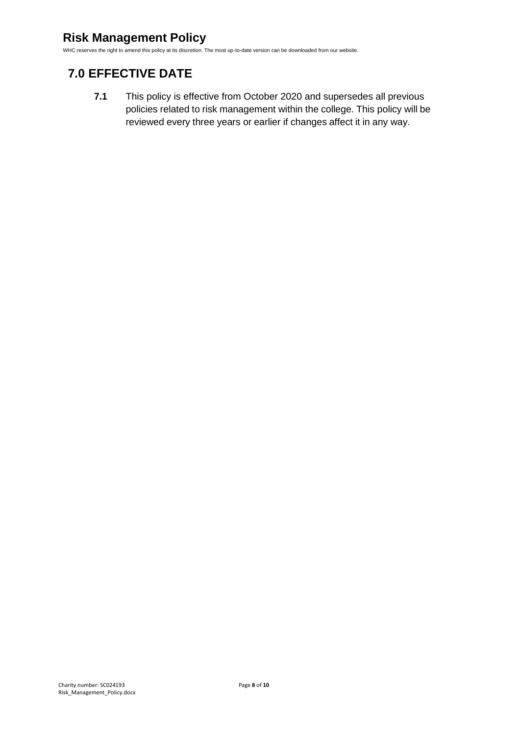## 7.0 EFFECTIVE DATE

**7.1** This policy is effective from October 2020 and supersedes all previous policies related to risk management within the college. This policy will be reviewed every three years or earlier if changes affect it in any way.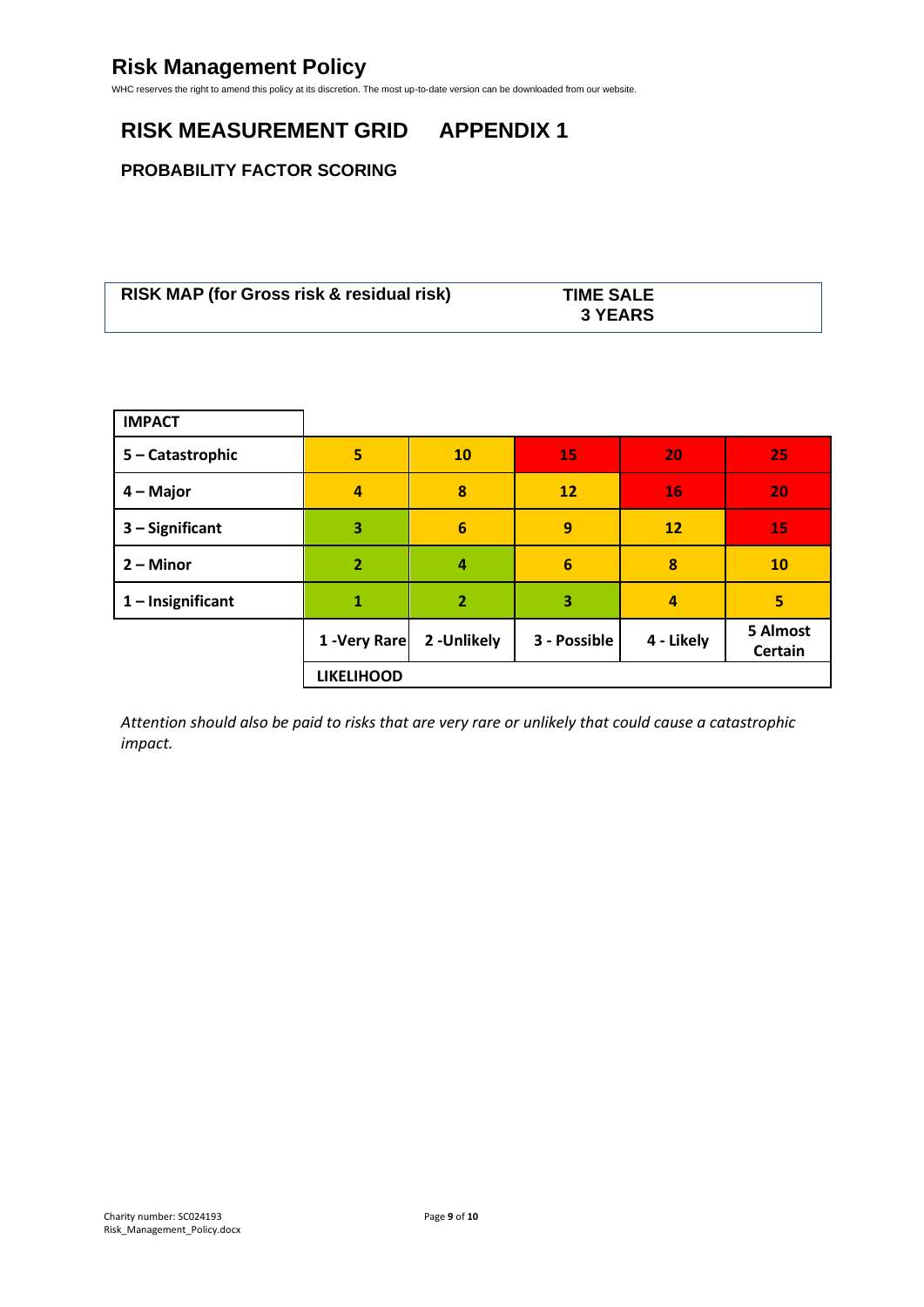## RISK MEASUREMENT GRID APPENDIX 1

### PROBABILITY FACTOR SCORING

| **RISK MAP (for Gross risk & residual risk)** | **TIME SALE 3 YEARS** |
|---|---|

| **IMPACT** | | | | | |
|---|---|---|---|---|---|
| **5 – Catastrophic** | **5** | **10** | **15** | **20** | **25** |
| **4 – Major** | **4** | **8** | **12** | **16** | **20** |
| **3 – Significant** | **3** | **6** | **9** | **12** | **15** |
| **2 – Minor** | **2** | **4** | **6** | **8** | **10** |
| **1 – Insignificant** | **1** | **2** | **3** | **4** | **5** |
| | **1 -Very Rare** | **2 -Unlikely** | **3 - Possible** | **4 - Likely** | **5 Almost Certain** |
| | **LIKELIHOOD** | | | | |

*Attention should also be paid to risks that are very rare or unlikely that could cause a catastrophic impact.*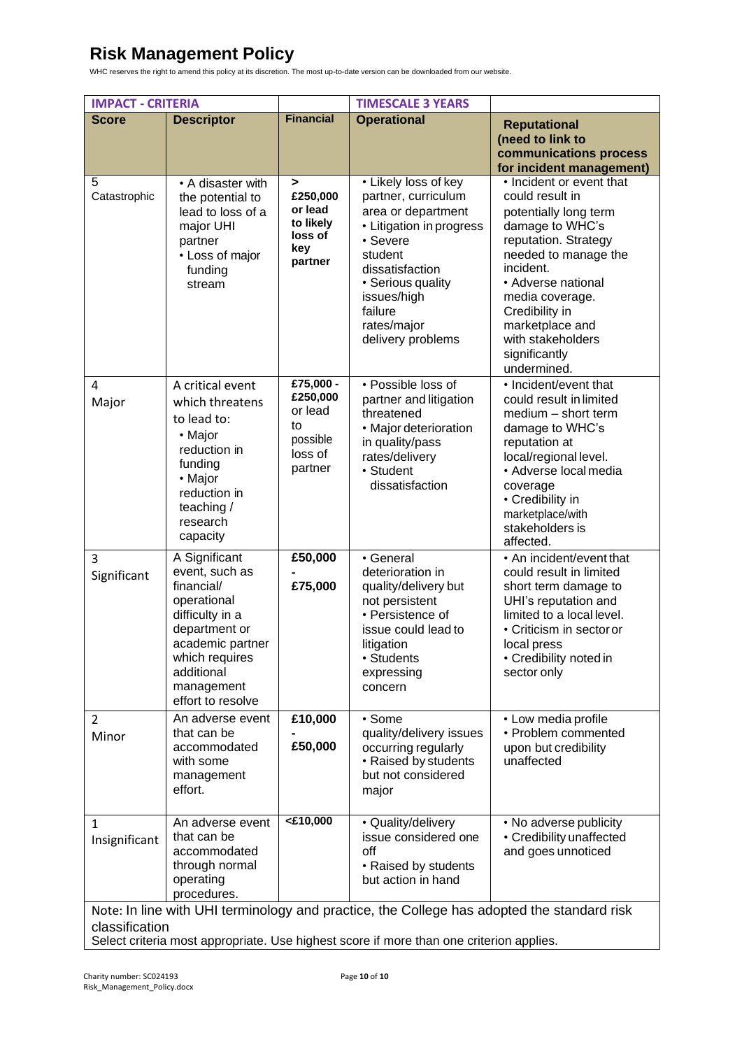# Risk Management Policy

WHC reserves the right to amend this policy at its discretion. The most up-to-date version can be downloaded from our website.

| IMPACT - CRITERIA | | | TIMESCALE 3 YEARS | |
|---|---|---|---|---|
| **Score** | **Descriptor** | **Financial** | **Operational** | **Reputational (need to link to communications process for incident management)** |
| 5 Catastrophic | • A disaster with the potential to lead to loss of a major UHI partner<br>• Loss of major funding stream | **> £250,000 or lead to likely loss of key partner** | • Likely loss of key partner, curriculum area or department<br>• Litigation in progress<br>• Severe student dissatisfaction<br>• Serious quality issues/high failure rates/major delivery problems | • Incident or event that could result in potentially long term damage to WHC's reputation. Strategy needed to manage the incident.<br>• Adverse national media coverage. Credibility in marketplace and with stakeholders significantly undermined. |
| 4 Major | A critical event which threatens to lead to:<br>• Major reduction in funding<br>• Major reduction in teaching / research capacity | **£75,000 - £250,000** or lead to possible loss of partner | • Possible loss of partner and litigation threatened<br>• Major deterioration in quality/pass rates/delivery<br>• Student dissatisfaction | • Incident/event that could result in limited medium – short term damage to WHC's reputation at local/regional level.<br>• Adverse local media coverage<br>• Credibility in marketplace/with stakeholders is affected. |
| 3 Significant | A Significant event, such as financial/ operational difficulty in a department or academic partner which requires additional management effort to resolve | **£50,000 - £75,000** | • General deterioration in quality/delivery but not persistent<br>• Persistence of issue could lead to litigation<br>• Students expressing concern | • An incident/event that could result in limited short term damage to UHI's reputation and limited to a local level.<br>• Criticism in sector or local press<br>• Credibility noted in sector only |
| 2 Minor | An adverse event that can be accommodated with some management effort. | **£10,000 - £50,000** | • Some quality/delivery issues occurring regularly<br>• Raised by students but not considered major | • Low media profile<br>• Problem commented upon but credibility unaffected |
| 1 Insignificant | An adverse event that can be accommodated through normal operating procedures. | **<£10,000** | • Quality/delivery issue considered one off<br>• Raised by students but action in hand | • No adverse publicity<br>• Credibility unaffected and goes unnoticed |

Note: In line with UHI terminology and practice, the College has adopted the standard risk classification

Select criteria most appropriate. Use highest score if more than one criterion applies.